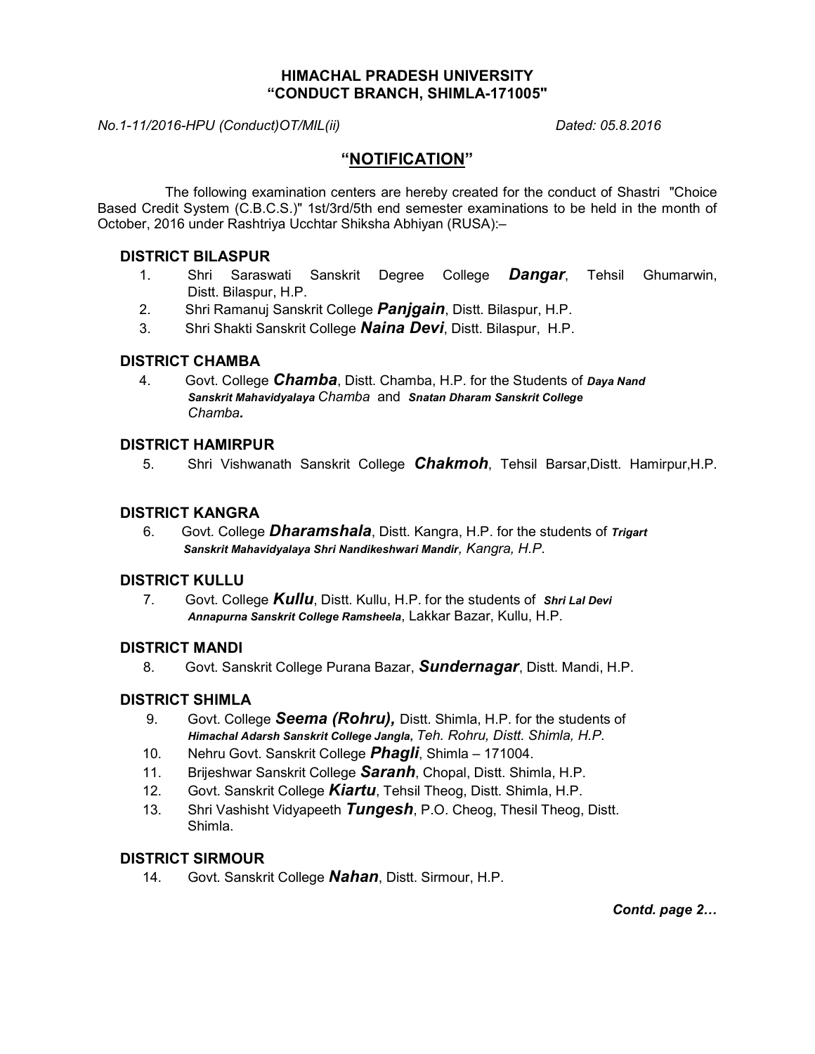**HIMACHAL PRADESH UNIVERSITY**
**"CONDUCT BRANCH, SHIMLA-171005"**

*No.1-11/2016-HPU (Conduct)OT/MIL(ii)* *Dated: 05.8.2016*

## "NOTIFICATION"

The following examination centers are hereby created for the conduct of Shastri "Choice Based Credit System (C.B.C.S.)" 1st/3rd/5th end semester examinations to be held in the month of October, 2016 under Rashtriya Ucchtar Shiksha Abhiyan (RUSA):–

### DISTRICT BILASPUR

1. Shri Saraswati Sanskrit Degree College ***Dangar***, Tehsil Ghumarwin, Distt. Bilaspur, H.P.
2. Shri Ramanuj Sanskrit College ***Panjgain***, Distt. Bilaspur, H.P.
3. Shri Shakti Sanskrit College ***Naina Devi***, Distt. Bilaspur, H.P.

### DISTRICT CHAMBA

4. Govt. College ***Chamba***, Distt. Chamba, H.P. for the Students of ***Daya Nand Sanskrit Mahavidyalaya*** *Chamba* and ***Snatan Dharam Sanskrit College*** *Chamba.*

### DISTRICT HAMIRPUR

5. Shri Vishwanath Sanskrit College ***Chakmoh***, Tehsil Barsar,Distt. Hamirpur,H.P.

### DISTRICT KANGRA

6. Govt. College ***Dharamshala***, Distt. Kangra, H.P. for the students of ***Trigart Sanskrit Mahavidyalaya Shri Nandikeshwari Mandir****, Kangra, H.P.*

### DISTRICT KULLU

7. Govt. College ***Kullu***, Distt. Kullu, H.P. for the students of ***Shri Lal Devi Annapurna Sanskrit College Ramsheela***, Lakkar Bazar, Kullu, H.P.

### DISTRICT MANDI

8. Govt. Sanskrit College Purana Bazar, ***Sundernagar***, Distt. Mandi, H.P.

### DISTRICT SHIMLA

9. Govt. College ***Seema (Rohru),*** Distt. Shimla, H.P. for the students of ***Himachal Adarsh Sanskrit College Jangla***, *Teh. Rohru, Distt. Shimla, H.P.*
10. Nehru Govt. Sanskrit College ***Phagli***, Shimla – 171004.
11. Brijeshwar Sanskrit College ***Saranh***, Chopal, Distt. Shimla, H.P.
12. Govt. Sanskrit College ***Kiartu***, Tehsil Theog, Distt. Shimla, H.P.
13. Shri Vashisht Vidyapeeth ***Tungesh***, P.O. Cheog, Thesil Theog, Distt. Shimla.

### DISTRICT SIRMOUR

14. Govt. Sanskrit College ***Nahan***, Distt. Sirmour, H.P.

***Contd. page 2…***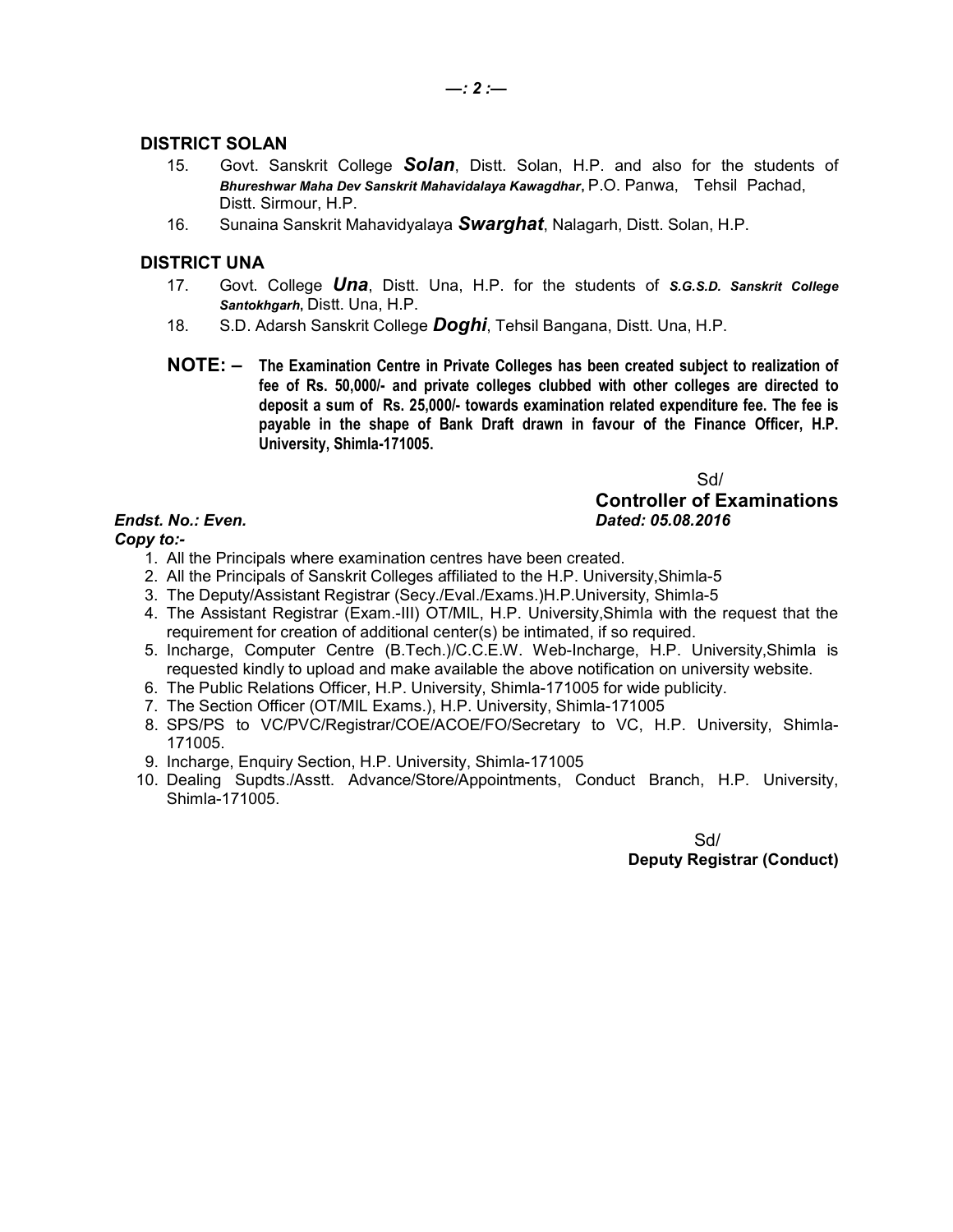### DISTRICT SOLAN

15. Govt. Sanskrit College ***Solan***, Distt. Solan, H.P. and also for the students of ***Bhureshwar Maha Dev Sanskrit Mahavidalaya Kawagdhar***, P.O. Panwa, Tehsil Pachad, Distt. Sirmour, H.P.
16. Sunaina Sanskrit Mahavidyalaya ***Swarghat***, Nalagarh, Distt. Solan, H.P.

### DISTRICT UNA

17. Govt. College ***Una***, Distt. Una, H.P. for the students of ***S.G.S.D. Sanskrit College Santokhgarh***, Distt. Una, H.P.
18. S.D. Adarsh Sanskrit College ***Doghi***, Tehsil Bangana, Distt. Una, H.P.

**NOTE: – The Examination Centre in Private Colleges has been created subject to realization of fee of Rs. 50,000/- and private colleges clubbed with other colleges are directed to deposit a sum of Rs. 25,000/- towards examination related expenditure fee. The fee is payable in the shape of Bank Draft drawn in favour of the Finance Officer, H.P. University, Shimla-171005.**

Sd/
**Controller of Examinations**

***Endst. No.: Even.*** ***Dated: 05.08.2016***

***Copy to:-***

1. All the Principals where examination centres have been created.
2. All the Principals of Sanskrit Colleges affiliated to the H.P. University,Shimla-5
3. The Deputy/Assistant Registrar (Secy./Eval./Exams.)H.P.University, Shimla-5
4. The Assistant Registrar (Exam.-III) OT/MIL, H.P. University,Shimla with the request that the requirement for creation of additional center(s) be intimated, if so required.
5. Incharge, Computer Centre (B.Tech.)/C.C.E.W. Web-Incharge, H.P. University,Shimla is requested kindly to upload and make available the above notification on university website.
6. The Public Relations Officer, H.P. University, Shimla-171005 for wide publicity.
7. The Section Officer (OT/MIL Exams.), H.P. University, Shimla-171005
8. SPS/PS to VC/PVC/Registrar/COE/ACOE/FO/Secretary to VC, H.P. University, Shimla-171005.
9. Incharge, Enquiry Section, H.P. University, Shimla-171005
10. Dealing Supdts./Asstt. Advance/Store/Appointments, Conduct Branch, H.P. University, Shimla-171005.

Sd/
**Deputy Registrar (Conduct)**